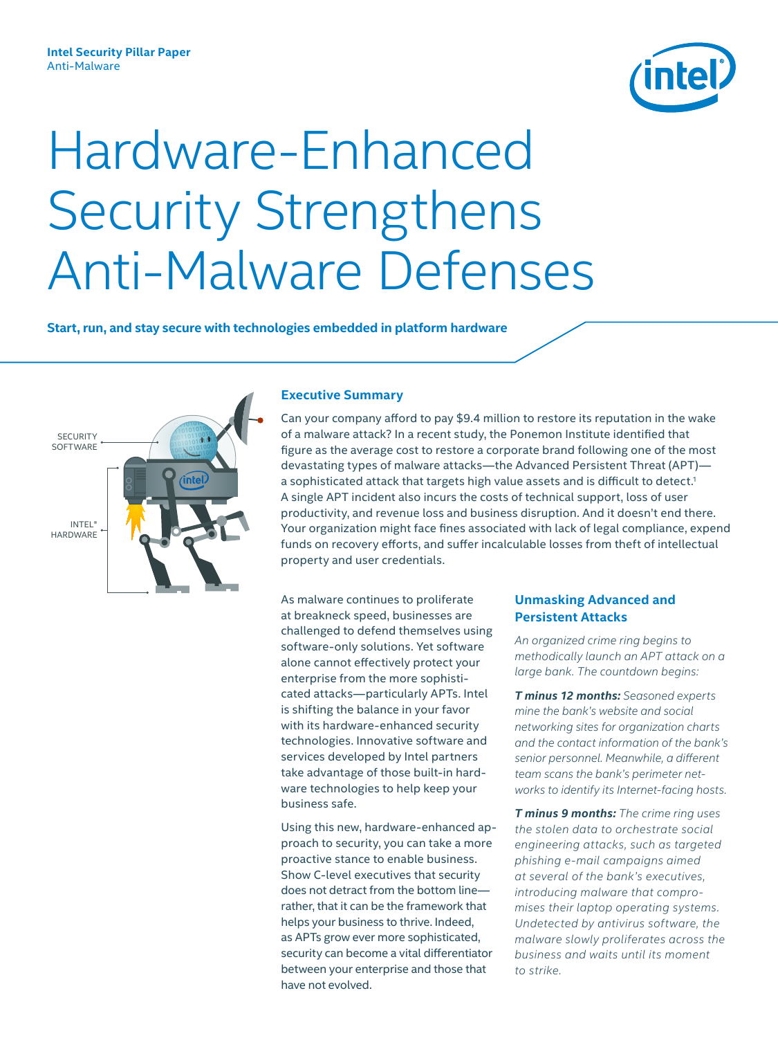Intel Security Pillar Paper
Anti-Malware

# Hardware-Enhanced Security Strengthens Anti-Malware Defenses

**Start, run, and stay secure with technologies embedded in platform hardware**

SECURITY SOFTWARE

INTEL® HARDWARE

## Executive Summary

Can your company afford to pay $9.4 million to restore its reputation in the wake of a malware attack? In a recent study, the Ponemon Institute identified that figure as the average cost to restore a corporate brand following one of the most devastating types of malware attacks—the Advanced Persistent Threat (APT)—a sophisticated attack that targets high value assets and is difficult to detect.[1] A single APT incident also incurs the costs of technical support, loss of user productivity, and revenue loss and business disruption. And it doesn't end there. Your organization might face fines associated with lack of legal compliance, expend funds on recovery efforts, and suffer incalculable losses from theft of intellectual property and user credentials.

As malware continues to proliferate at breakneck speed, businesses are challenged to defend themselves using software-only solutions. Yet software alone cannot effectively protect your enterprise from the more sophisticated attacks—particularly APTs. Intel is shifting the balance in your favor with its hardware-enhanced security technologies. Innovative software and services developed by Intel partners take advantage of those built-in hardware technologies to help keep your business safe.

Using this new, hardware-enhanced approach to security, you can take a more proactive stance to enable business. Show C-level executives that security does not detract from the bottom line—rather, that it can be the framework that helps your business to thrive. Indeed, as APTs grow ever more sophisticated, security can become a vital differentiator between your enterprise and those that have not evolved.

## Unmasking Advanced and Persistent Attacks

*An organized crime ring begins to methodically launch an APT attack on a large bank. The countdown begins:*

***T minus 12 months:*** *Seasoned experts mine the bank's website and social networking sites for organization charts and the contact information of the bank's senior personnel. Meanwhile, a different team scans the bank's perimeter networks to identify its Internet-facing hosts.*

***T minus 9 months:*** *The crime ring uses the stolen data to orchestrate social engineering attacks, such as targeted phishing e-mail campaigns aimed at several of the bank's executives, introducing malware that compromises their laptop operating systems. Undetected by antivirus software, the malware slowly proliferates across the business and waits until its moment to strike.*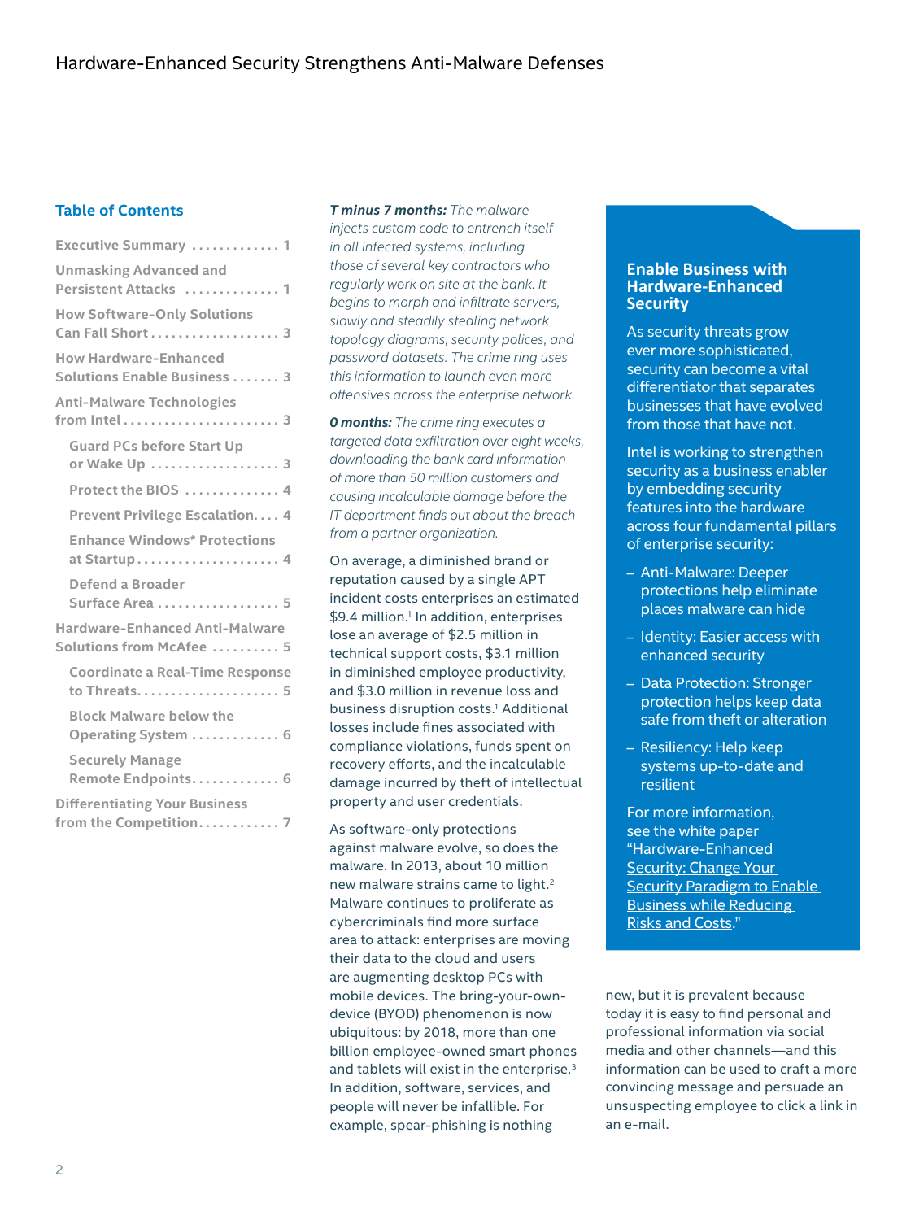## Table of Contents

Executive Summary ............. 1

Unmasking Advanced and Persistent Attacks .............. 1

How Software-Only Solutions Can Fall Short ................... 3

How Hardware-Enhanced Solutions Enable Business ....... 3

Anti-Malware Technologies from Intel ....................... 3

- Guard PCs before Start Up or Wake Up .................. 3
- Protect the BIOS .............. 4
- Prevent Privilege Escalation.... 4
- Enhance Windows* Protections at Startup ..................... 4
- Defend a Broader Surface Area .................. 5

Hardware-Enhanced Anti-Malware Solutions from McAfee .......... 5

- Coordinate a Real-Time Response to Threats..................... 5
- Block Malware below the Operating System ............. 6
- Securely Manage Remote Endpoints............. 6

Differentiating Your Business from the Competition............ 7

***T minus 7 months:*** *The malware injects custom code to entrench itself in all infected systems, including those of several key contractors who regularly work on site at the bank. It begins to morph and infiltrate servers, slowly and steadily stealing network topology diagrams, security polices, and password datasets. The crime ring uses this information to launch even more offensives across the enterprise network.*

***0 months:*** *The crime ring executes a targeted data exfiltration over eight weeks, downloading the bank card information of more than 50 million customers and causing incalculable damage before the IT department finds out about the breach from a partner organization.*

On average, a diminished brand or reputation caused by a single APT incident costs enterprises an estimated $9.4 million.[1] In addition, enterprises lose an average of $2.5 million in technical support costs, $3.1 million in diminished employee productivity, and $3.0 million in revenue loss and business disruption costs.[1] Additional losses include fines associated with compliance violations, funds spent on recovery efforts, and the incalculable damage incurred by theft of intellectual property and user credentials.

As software-only protections against malware evolve, so does the malware. In 2013, about 10 million new malware strains came to light.[2] Malware continues to proliferate as cybercriminals find more surface area to attack: enterprises are moving their data to the cloud and users are augmenting desktop PCs with mobile devices. The bring-your-own-device (BYOD) phenomenon is now ubiquitous: by 2018, more than one billion employee-owned smart phones and tablets will exist in the enterprise.[3] In addition, software, services, and people will never be infallible. For example, spear-phishing is nothing new, but it is prevalent because today it is easy to find personal and professional information via social media and other channels—and this information can be used to craft a more convincing message and persuade an unsuspecting employee to click a link in an e-mail.

### Enable Business with Hardware-Enhanced Security

As security threats grow ever more sophisticated, security can become a vital differentiator that separates businesses that have evolved from those that have not.

Intel is working to strengthen security as a business enabler by embedding security features into the hardware across four fundamental pillars of enterprise security:

- Anti-Malware: Deeper protections help eliminate places malware can hide
- Identity: Easier access with enhanced security
- Data Protection: Stronger protection helps keep data safe from theft or alteration
- Resiliency: Help keep systems up-to-date and resilient

For more information, see the white paper "Hardware-Enhanced Security: Change Your Security Paradigm to Enable Business while Reducing Risks and Costs."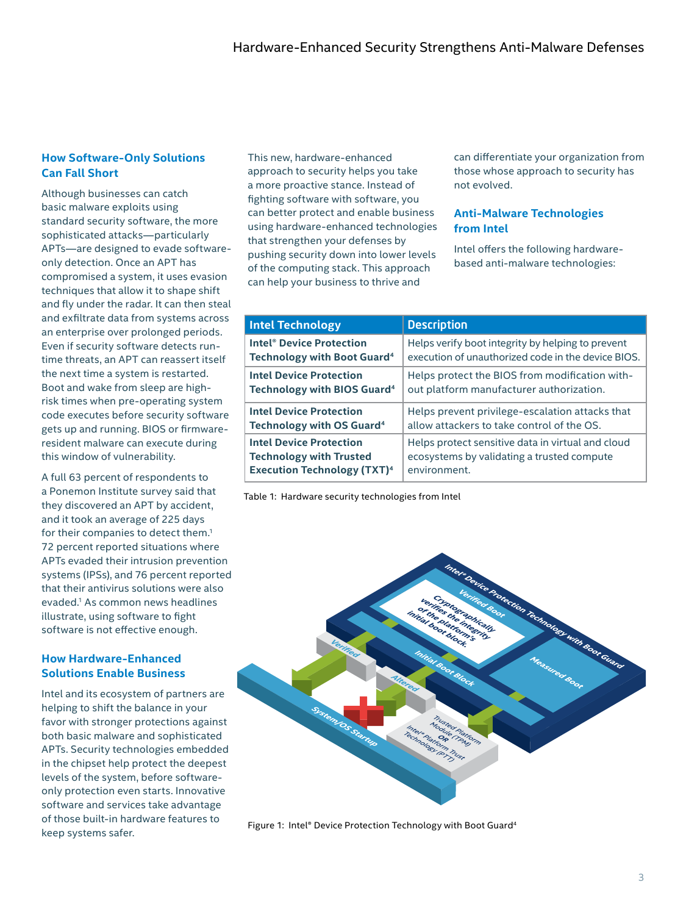## How Software-Only Solutions Can Fall Short

Although businesses can catch basic malware exploits using standard security software, the more sophisticated attacks—particularly APTs—are designed to evade software-only detection. Once an APT has compromised a system, it uses evasion techniques that allow it to shape shift and fly under the radar. It can then steal and exfiltrate data from systems across an enterprise over prolonged periods. Even if security software detects run-time threats, an APT can reassert itself the next time a system is restarted. Boot and wake from sleep are high-risk times when pre-operating system code executes before security software gets up and running. BIOS or firmware-resident malware can execute during this window of vulnerability.

A full 63 percent of respondents to a Ponemon Institute survey said that they discovered an APT by accident, and it took an average of 225 days for their companies to detect them.[1] 72 percent reported situations where APTs evaded their intrusion prevention systems (IPSs), and 76 percent reported that their antivirus solutions were also evaded.[1] As common news headlines illustrate, using software to fight software is not effective enough.

## How Hardware-Enhanced Solutions Enable Business

Intel and its ecosystem of partners are helping to shift the balance in your favor with stronger protections against both basic malware and sophisticated APTs. Security technologies embedded in the chipset help protect the deepest levels of the system, before software-only protection even starts. Innovative software and services take advantage of those built-in hardware features to keep systems safer.

This new, hardware-enhanced approach to security helps you take a more proactive stance. Instead of fighting software with software, you can better protect and enable business using hardware-enhanced technologies that strengthen your defenses by pushing security down into lower levels of the computing stack. This approach can help your business to thrive and can differentiate your organization from those whose approach to security has not evolved.

## Anti-Malware Technologies from Intel

Intel offers the following hardware-based anti-malware technologies:

| Intel Technology | Description |
|---|---|
| **Intel® Device Protection Technology with Boot Guard[4]** | Helps verify boot integrity by helping to prevent execution of unauthorized code in the device BIOS. |
| **Intel Device Protection Technology with BIOS Guard[4]** | Helps protect the BIOS from modification without platform manufacturer authorization. |
| **Intel Device Protection Technology with OS Guard[4]** | Helps prevent privilege-escalation attacks that allow attackers to take control of the OS. |
| **Intel Device Protection Technology with Trusted Execution Technology (TXT)[4]** | Helps protect sensitive data in virtual and cloud ecosystems by validating a trusted compute environment. |

Table 1: Hardware security technologies from Intel

Intel® Device Protection Technology with Boot Guard
Verified Boot
Cryptographically verifies the integrity of the platform's initial boot block.
Measured Boot
Initial Boot Block
Verified
Altered
System/OS Startup
Trusted Platform Module (TPM) OR Intel® Platform Trust Technology (PTT)

Figure 1: Intel® Device Protection Technology with Boot Guard[4]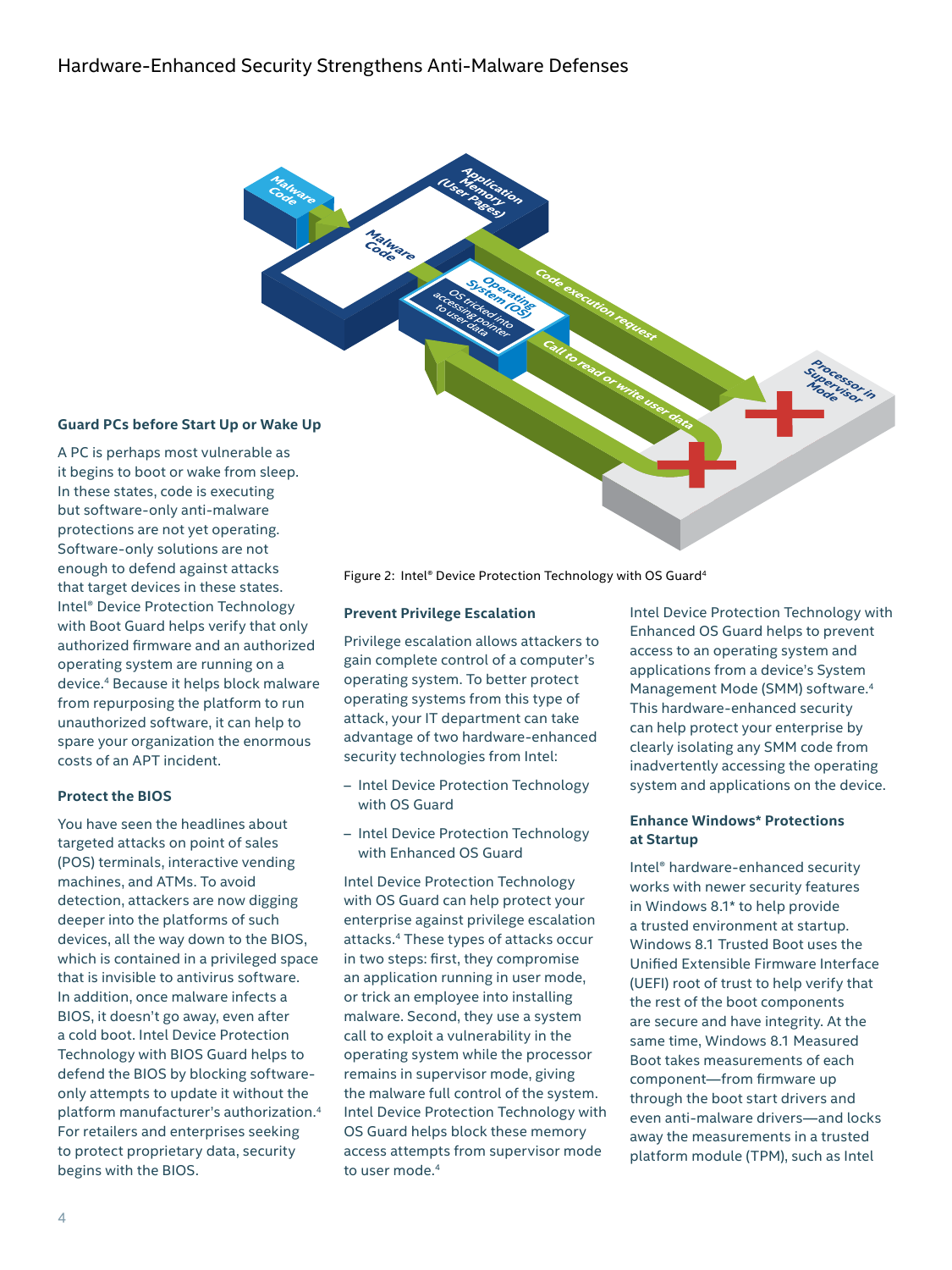## Hardware-Enhanced Security Strengthens Anti-Malware Defenses

Malware Code

Application Memory (User Pages)

Malware Code

Operating System (OS)
OS tricked into accessing pointer to user data

Code execution request

Call to read or write user data

Processor in Supervisor Mode

Figure 2: Intel® Device Protection Technology with OS Guard[4]

### Guard PCs before Start Up or Wake Up

A PC is perhaps most vulnerable as it begins to boot or wake from sleep. In these states, code is executing but software-only anti-malware protections are not yet operating. Software-only solutions are not enough to defend against attacks that target devices in these states. Intel® Device Protection Technology with Boot Guard helps verify that only authorized firmware and an authorized operating system are running on a device.[4] Because it helps block malware from repurposing the platform to run unauthorized software, it can help to spare your organization the enormous costs of an APT incident.

### Protect the BIOS

You have seen the headlines about targeted attacks on point of sales (POS) terminals, interactive vending machines, and ATMs. To avoid detection, attackers are now digging deeper into the platforms of such devices, all the way down to the BIOS, which is contained in a privileged space that is invisible to antivirus software. In addition, once malware infects a BIOS, it doesn't go away, even after a cold boot. Intel Device Protection Technology with BIOS Guard helps to defend the BIOS by blocking software-only attempts to update it without the platform manufacturer's authorization.[4] For retailers and enterprises seeking to protect proprietary data, security begins with the BIOS.

### Prevent Privilege Escalation

Privilege escalation allows attackers to gain complete control of a computer's operating system. To better protect operating systems from this type of attack, your IT department can take advantage of two hardware-enhanced security technologies from Intel:

- Intel Device Protection Technology with OS Guard
- Intel Device Protection Technology with Enhanced OS Guard

Intel Device Protection Technology with OS Guard can help protect your enterprise against privilege escalation attacks.[4] These types of attacks occur in two steps: first, they compromise an application running in user mode, or trick an employee into installing malware. Second, they use a system call to exploit a vulnerability in the operating system while the processor remains in supervisor mode, giving the malware full control of the system. Intel Device Protection Technology with OS Guard helps block these memory access attempts from supervisor mode to user mode.[4]

Intel Device Protection Technology with Enhanced OS Guard helps to prevent access to an operating system and applications from a device's System Management Mode (SMM) software.[4] This hardware-enhanced security can help protect your enterprise by clearly isolating any SMM code from inadvertently accessing the operating system and applications on the device.

### Enhance Windows* Protections at Startup

Intel® hardware-enhanced security works with newer security features in Windows 8.1* to help provide a trusted environment at startup. Windows 8.1 Trusted Boot uses the Unified Extensible Firmware Interface (UEFI) root of trust to help verify that the rest of the boot components are secure and have integrity. At the same time, Windows 8.1 Measured Boot takes measurements of each component—from firmware up through the boot start drivers and even anti-malware drivers—and locks away the measurements in a trusted platform module (TPM), such as Intel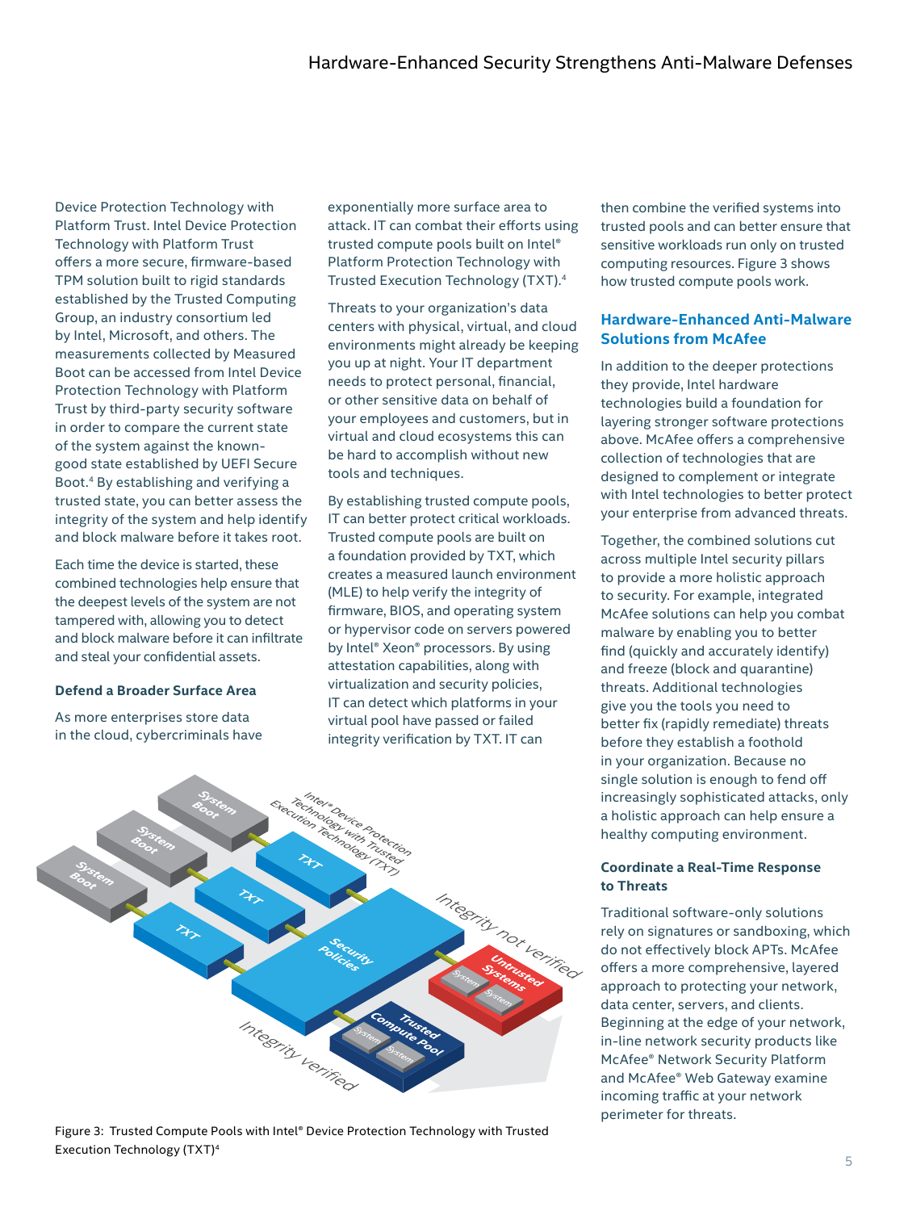Device Protection Technology with Platform Trust. Intel Device Protection Technology with Platform Trust offers a more secure, firmware-based TPM solution built to rigid standards established by the Trusted Computing Group, an industry consortium led by Intel, Microsoft, and others. The measurements collected by Measured Boot can be accessed from Intel Device Protection Technology with Platform Trust by third-party security software in order to compare the current state of the system against the known-good state established by UEFI Secure Boot.[4] By establishing and verifying a trusted state, you can better assess the integrity of the system and help identify and block malware before it takes root.

Each time the device is started, these combined technologies help ensure that the deepest levels of the system are not tampered with, allowing you to detect and block malware before it can infiltrate and steal your confidential assets.

#### Defend a Broader Surface Area

As more enterprises store data in the cloud, cybercriminals have exponentially more surface area to attack. IT can combat their efforts using trusted compute pools built on Intel® Platform Protection Technology with Trusted Execution Technology (TXT).[4]

Threats to your organization's data centers with physical, virtual, and cloud environments might already be keeping you up at night. Your IT department needs to protect personal, financial, or other sensitive data on behalf of your employees and customers, but in virtual and cloud ecosystems this can be hard to accomplish without new tools and techniques.

By establishing trusted compute pools, IT can better protect critical workloads. Trusted compute pools are built on a foundation provided by TXT, which creates a measured launch environment (MLE) to help verify the integrity of firmware, BIOS, and operating system or hypervisor code on servers powered by Intel® Xeon® processors. By using attestation capabilities, along with virtualization and security policies, IT can detect which platforms in your virtual pool have passed or failed integrity verification by TXT. IT can then combine the verified systems into trusted pools and can better ensure that sensitive workloads run only on trusted computing resources. Figure 3 shows how trusted compute pools work.

System Boot
System Boot
System Boot
TXT
TXT
TXT
Intel® Device Protection Technology with Trusted Execution Technology (TXT)
Security Policies
Integrity not verified
Untrusted Systems
System
System
Integrity verified
Trusted Compute Pool
System
System

Figure 3: Trusted Compute Pools with Intel® Device Protection Technology with Trusted Execution Technology (TXT)[4]

### Hardware-Enhanced Anti-Malware Solutions from McAfee

In addition to the deeper protections they provide, Intel hardware technologies build a foundation for layering stronger software protections above. McAfee offers a comprehensive collection of technologies that are designed to complement or integrate with Intel technologies to better protect your enterprise from advanced threats.

Together, the combined solutions cut across multiple Intel security pillars to provide a more holistic approach to security. For example, integrated McAfee solutions can help you combat malware by enabling you to better find (quickly and accurately identify) and freeze (block and quarantine) threats. Additional technologies give you the tools you need to better fix (rapidly remediate) threats before they establish a foothold in your organization. Because no single solution is enough to fend off increasingly sophisticated attacks, only a holistic approach can help ensure a healthy computing environment.

#### Coordinate a Real-Time Response to Threats

Traditional software-only solutions rely on signatures or sandboxing, which do not effectively block APTs. McAfee offers a more comprehensive, layered approach to protecting your network, data center, servers, and clients. Beginning at the edge of your network, in-line network security products like McAfee® Network Security Platform and McAfee® Web Gateway examine incoming traffic at your network perimeter for threats.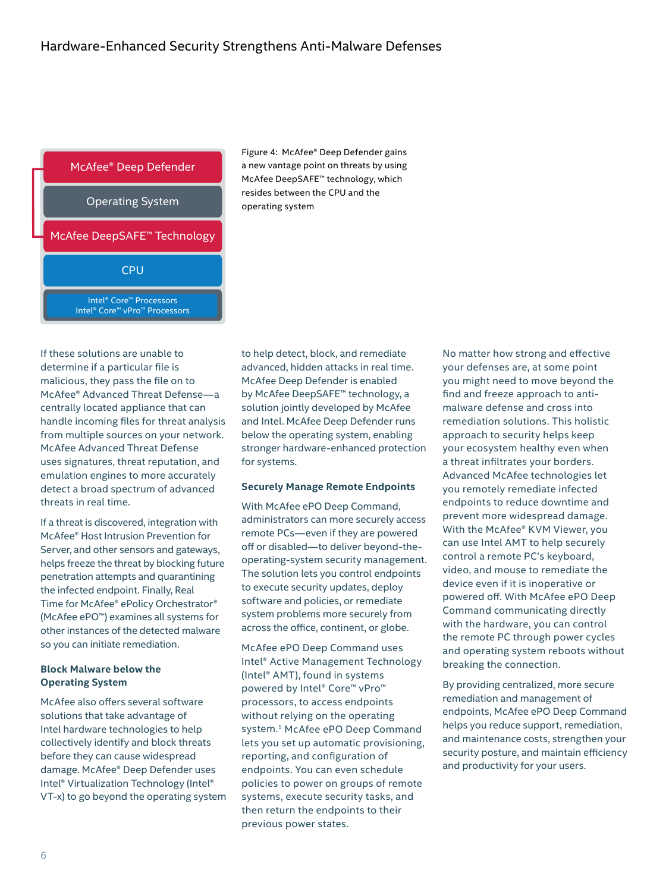Figure 4: McAfee® Deep Defender gains a new vantage point on threats by using McAfee DeepSAFE™ technology, which resides between the CPU and the operating system

McAfee® Deep Defender

Operating System

McAfee DeepSAFE™ Technology

CPU

Intel® Core™ Processors
Intel® Core™ vPro™ Processors

If these solutions are unable to determine if a particular file is malicious, they pass the file on to McAfee® Advanced Threat Defense—a centrally located appliance that can handle incoming files for threat analysis from multiple sources on your network. McAfee Advanced Threat Defense uses signatures, threat reputation, and emulation engines to more accurately detect a broad spectrum of advanced threats in real time.

If a threat is discovered, integration with McAfee® Host Intrusion Prevention for Server, and other sensors and gateways, helps freeze the threat by blocking future penetration attempts and quarantining the infected endpoint. Finally, Real Time for McAfee® ePolicy Orchestrator® (McAfee ePO™) examines all systems for other instances of the detected malware so you can initiate remediation.

### Block Malware below the Operating System

McAfee also offers several software solutions that take advantage of Intel hardware technologies to help collectively identify and block threats before they can cause widespread damage. McAfee® Deep Defender uses Intel® Virtualization Technology (Intel® VT-x) to go beyond the operating system to help detect, block, and remediate advanced, hidden attacks in real time. McAfee Deep Defender is enabled by McAfee DeepSAFE™ technology, a solution jointly developed by McAfee and Intel. McAfee Deep Defender runs below the operating system, enabling stronger hardware-enhanced protection for systems.

### Securely Manage Remote Endpoints

With McAfee ePO Deep Command, administrators can more securely access remote PCs—even if they are powered off or disabled—to deliver beyond-the-operating-system security management. The solution lets you control endpoints to execute security updates, deploy software and policies, or remediate system problems more securely from across the office, continent, or globe.

McAfee ePO Deep Command uses Intel® Active Management Technology (Intel® AMT), found in systems powered by Intel® Core™ vPro™ processors, to access endpoints without relying on the operating system.[5] McAfee ePO Deep Command lets you set up automatic provisioning, reporting, and configuration of endpoints. You can even schedule policies to power on groups of remote systems, execute security tasks, and then return the endpoints to their previous power states.

No matter how strong and effective your defenses are, at some point you might need to move beyond the find and freeze approach to anti-malware defense and cross into remediation solutions. This holistic approach to security helps keep your ecosystem healthy even when a threat infiltrates your borders. Advanced McAfee technologies let you remotely remediate infected endpoints to reduce downtime and prevent more widespread damage. With the McAfee® KVM Viewer, you can use Intel AMT to help securely control a remote PC's keyboard, video, and mouse to remediate the device even if it is inoperative or powered off. With McAfee ePO Deep Command communicating directly with the hardware, you can control the remote PC through power cycles and operating system reboots without breaking the connection.

By providing centralized, more secure remediation and management of endpoints, McAfee ePO Deep Command helps you reduce support, remediation, and maintenance costs, strengthen your security posture, and maintain efficiency and productivity for your users.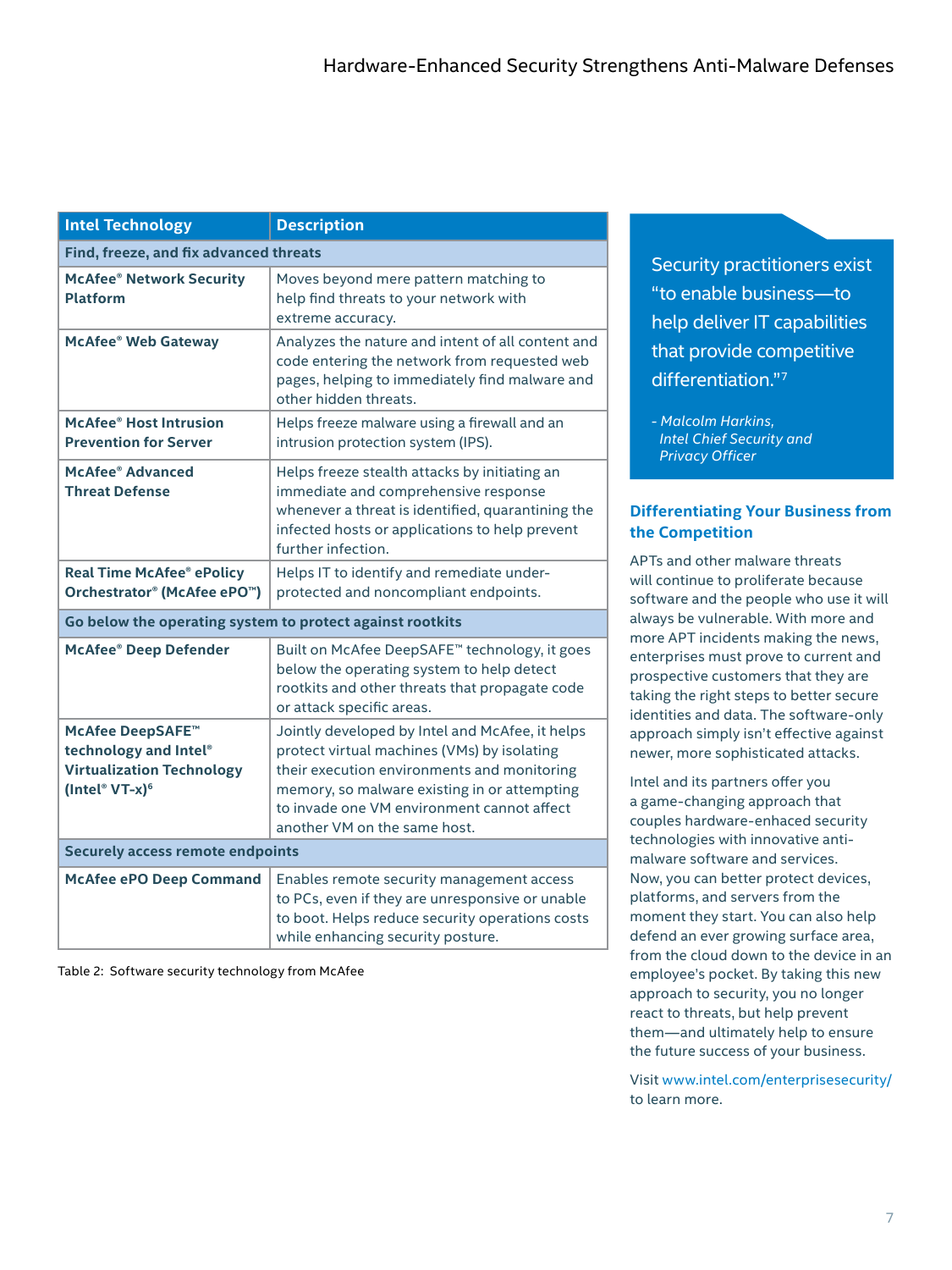| Intel Technology | Description |
|---|---|
| **Find, freeze, and fix advanced threats** | |
| **McAfee® Network Security Platform** | Moves beyond mere pattern matching to help find threats to your network with extreme accuracy. |
| **McAfee® Web Gateway** | Analyzes the nature and intent of all content and code entering the network from requested web pages, helping to immediately find malware and other hidden threats. |
| **McAfee® Host Intrusion Prevention for Server** | Helps freeze malware using a firewall and an intrusion protection system (IPS). |
| **McAfee® Advanced Threat Defense** | Helps freeze stealth attacks by initiating an immediate and comprehensive response whenever a threat is identified, quarantining the infected hosts or applications to help prevent further infection. |
| **Real Time McAfee® ePolicy Orchestrator® (McAfee ePO™)** | Helps IT to identify and remediate under-protected and noncompliant endpoints. |
| **Go below the operating system to protect against rootkits** | |
| **McAfee® Deep Defender** | Built on McAfee DeepSAFE™ technology, it goes below the operating system to help detect rootkits and other threats that propagate code or attack specific areas. |
| **McAfee DeepSAFE™ technology and Intel® Virtualization Technology (Intel® VT-x)[6]** | Jointly developed by Intel and McAfee, it helps protect virtual machines (VMs) by isolating their execution environments and monitoring memory, so malware existing in or attempting to invade one VM environment cannot affect another VM on the same host. |
| **Securely access remote endpoints** | |
| **McAfee ePO Deep Command** | Enables remote security management access to PCs, even if they are unresponsive or unable to boot. Helps reduce security operations costs while enhancing security posture. |

Table 2: Software security technology from McAfee

> Security practitioners exist "to enable business—to help deliver IT capabilities that provide competitive differentiation."[7]
>
> *- Malcolm Harkins, Intel Chief Security and Privacy Officer*

## Differentiating Your Business from the Competition

APTs and other malware threats will continue to proliferate because software and the people who use it will always be vulnerable. With more and more APT incidents making the news, enterprises must prove to current and prospective customers that they are taking the right steps to better secure identities and data. The software-only approach simply isn't effective against newer, more sophisticated attacks.

Intel and its partners offer you a game-changing approach that couples hardware-enhaced security technologies with innovative anti-malware software and services. Now, you can better protect devices, platforms, and servers from the moment they start. You can also help defend an ever growing surface area, from the cloud down to the device in an employee's pocket. By taking this new approach to security, you no longer react to threats, but help prevent them—and ultimately help to ensure the future success of your business.

Visit www.intel.com/enterprisesecurity/ to learn more.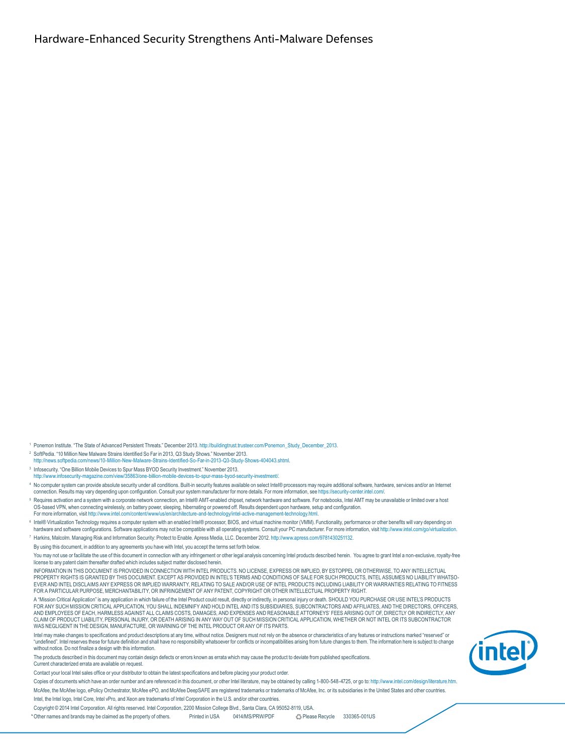[1] Ponemon Institute. "The State of Advanced Persistent Threats." December 2013. http://buildingtrust.trusteer.com/Ponemon_Study_December_2013.

[2] SoftPedia. "10 Million New Malware Strains Identified So Far in 2013, Q3 Study Shows." November 2013. http://news.softpedia.com/news/10-Million-New-Malware-Strains-Identified-So-Far-in-2013-Q3-Study-Shows-404043.shtml.

[3] Infosecurity. "One Billion Mobile Devices to Spur Mass BYOD Security Investment." November 2013. http://www.infosecurity-magazine.com/view/35863/one-billion-mobile-devices-to-spur-mass-byod-security-investment/.

[4] No computer system can provide absolute security under all conditions. Built-in security features available on select Intel® processors may require additional software, hardware, services and/or an Internet connection. Results may vary depending upon configuration. Consult your system manufacturer for more details. For more information, see https://security-center.intel.com/.

[5] Requires activation and a system with a corporate network connection, an Intel® AMT-enabled chipset, network hardware and software. For notebooks, Intel AMT may be unavailable or limited over a host OS-based VPN, when connecting wirelessly, on battery power, sleeping, hibernating or powered off. Results dependent upon hardware, setup and configuration. For more information, visit http://www.intel.com/content/www/us/en/architecture-and-technology/intel-active-management-technology.html.

[6] Intel® Virtualization Technology requires a computer system with an enabled Intel® processor, BIOS, and virtual machine monitor (VMM). Functionality, performance or other benefits will vary depending on hardware and software configurations. Software applications may not be compatible with all operating systems. Consult your PC manufacturer. For more information, visit http://www.intel.com/go/virtualization.

[7] Harkins, Malcolm. Managing Risk and Information Security: Protect to Enable. Apress Media, LLC. December 2012. http://www.apress.com/9781430251132.

By using this document, in addition to any agreements you have with Intel, you accept the terms set forth below.

You may not use or facilitate the use of this document in connection with any infringement or other legal analysis concerning Intel products described herein. You agree to grant Intel a non-exclusive, royalty-free license to any patent claim thereafter drafted which includes subject matter disclosed herein.

INFORMATION IN THIS DOCUMENT IS PROVIDED IN CONNECTION WITH INTEL PRODUCTS. NO LICENSE, EXPRESS OR IMPLIED, BY ESTOPPEL OR OTHERWISE, TO ANY INTELLECTUAL PROPERTY RIGHTS IS GRANTED BY THIS DOCUMENT. EXCEPT AS PROVIDED IN INTEL'S TERMS AND CONDITIONS OF SALE FOR SUCH PRODUCTS, INTEL ASSUMES NO LIABILITY WHATSOEVER AND INTEL DISCLAIMS ANY EXPRESS OR IMPLIED WARRANTY, RELATING TO SALE AND/OR USE OF INTEL PRODUCTS INCLUDING LIABILITY OR WARRANTIES RELATING TO FITNESS FOR A PARTICULAR PURPOSE, MERCHANTABILITY, OR INFRINGEMENT OF ANY PATENT, COPYRIGHT OR OTHER INTELLECTUAL PROPERTY RIGHT.

A "Mission Critical Application" is any application in which failure of the Intel Product could result, directly or indirectly, in personal injury or death. SHOULD YOU PURCHASE OR USE INTEL'S PRODUCTS FOR ANY SUCH MISSION CRITICAL APPLICATION, YOU SHALL INDEMNIFY AND HOLD INTEL AND ITS SUBSIDIARIES, SUBCONTRACTORS AND AFFILIATES, AND THE DIRECTORS, OFFICERS, AND EMPLOYEES OF EACH, HARMLESS AGAINST ALL CLAIMS COSTS, DAMAGES, AND EXPENSES AND REASONABLE ATTORNEYS' FEES ARISING OUT OF, DIRECTLY OR INDIRECTLY, ANY CLAIM OF PRODUCT LIABILITY, PERSONAL INJURY, OR DEATH ARISING IN ANY WAY OUT OF SUCH MISSION CRITICAL APPLICATION, WHETHER OR NOT INTEL OR ITS SUBCONTRACTOR WAS NEGLIGENT IN THE DESIGN, MANUFACTURE, OR WARNING OF THE INTEL PRODUCT OR ANY OF ITS PARTS.

Intel may make changes to specifications and product descriptions at any time, without notice. Designers must not rely on the absence or characteristics of any features or instructions marked "reserved" or "undefined". Intel reserves these for future definition and shall have no responsibility whatsoever for conflicts or incompatibilities arising from future changes to them. The information here is subject to change without notice. Do not finalize a design with this information.

The products described in this document may contain design defects or errors known as errata which may cause the product to deviate from published specifications. Current characterized errata are available on request.

Contact your local Intel sales office or your distributor to obtain the latest specifications and before placing your product order.

Copies of documents which have an order number and are referenced in this document, or other Intel literature, may be obtained by calling 1-800-548-4725, or go to: http://www.intel.com/design/literature.htm.

McAfee, the McAfee logo, ePolicy Orchestrator, McAfee ePO, and McAfee DeepSAFE are registered trademarks or trademarks of McAfee, Inc. or its subsidiaries in the United States and other countries.

Intel, the Intel logo, Intel Core, Intel vPro, and Xeon are trademarks of Intel Corporation in the U.S. and/or other countries.

Copyright © 2014 Intel Corporation. All rights reserved. Intel Corporation, 2200 Mission College Blvd., Santa Clara, CA 95052-8119, USA.

*Other names and brands may be claimed as the property of others. Printed in USA 0414/MS/PRW/PDF Please Recycle 330365-001US